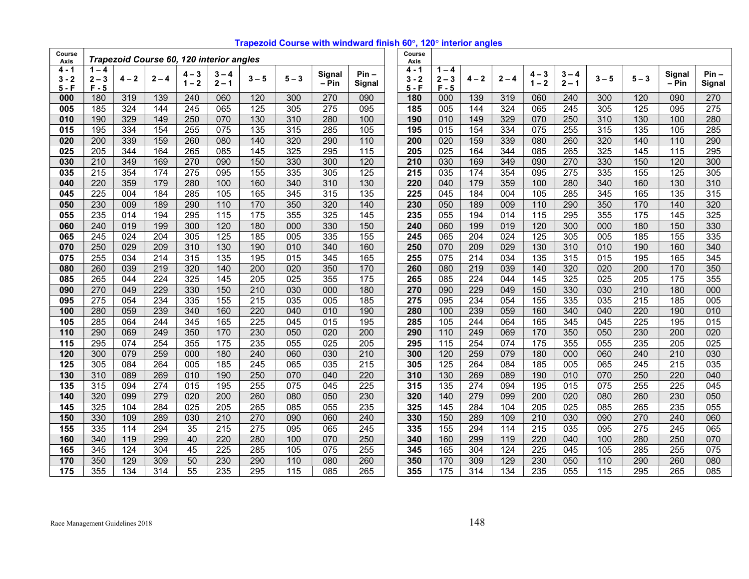## Trapezoid Course with windward finish 60°, 120° interior angles

| Course Axis | Trapezoid Course 60, 120 interior angles | | | | | | | | |
|---|---|---|---|---|---|---|---|---|---|
| 4 - 1<br>3 - 2<br>5 - F | 1 – 4<br>2 – 3<br>F - 5 | 4 – 2 | 2 – 4 | 4 – 3<br>1 – 2 | 3 – 4<br>2 – 1 | 3 – 5 | 5 – 3 | Signal – Pin | Pin – Signal |
| **000** | 180 | 319 | 139 | 240 | 060 | 120 | 300 | 270 | 090 |
| **005** | 185 | 324 | 144 | 245 | 065 | 125 | 305 | 275 | 095 |
| **010** | 190 | 329 | 149 | 250 | 070 | 130 | 310 | 280 | 100 |
| **015** | 195 | 334 | 154 | 255 | 075 | 135 | 315 | 285 | 105 |
| **020** | 200 | 339 | 159 | 260 | 080 | 140 | 320 | 290 | 110 |
| **025** | 205 | 344 | 164 | 265 | 085 | 145 | 325 | 295 | 115 |
| **030** | 210 | 349 | 169 | 270 | 090 | 150 | 330 | 300 | 120 |
| **035** | 215 | 354 | 174 | 275 | 095 | 155 | 335 | 305 | 125 |
| **040** | 220 | 359 | 179 | 280 | 100 | 160 | 340 | 310 | 130 |
| **045** | 225 | 004 | 184 | 285 | 105 | 165 | 345 | 315 | 135 |
| **050** | 230 | 009 | 189 | 290 | 110 | 170 | 350 | 320 | 140 |
| **055** | 235 | 014 | 194 | 295 | 115 | 175 | 355 | 325 | 145 |
| **060** | 240 | 019 | 199 | 300 | 120 | 180 | 000 | 330 | 150 |
| **065** | 245 | 024 | 204 | 305 | 125 | 185 | 005 | 335 | 155 |
| **070** | 250 | 029 | 209 | 310 | 130 | 190 | 010 | 340 | 160 |
| **075** | 255 | 034 | 214 | 315 | 135 | 195 | 015 | 345 | 165 |
| **080** | 260 | 039 | 219 | 320 | 140 | 200 | 020 | 350 | 170 |
| **085** | 265 | 044 | 224 | 325 | 145 | 205 | 025 | 355 | 175 |
| **090** | 270 | 049 | 229 | 330 | 150 | 210 | 030 | 000 | 180 |
| **095** | 275 | 054 | 234 | 335 | 155 | 215 | 035 | 005 | 185 |
| **100** | 280 | 059 | 239 | 340 | 160 | 220 | 040 | 010 | 190 |
| **105** | 285 | 064 | 244 | 345 | 165 | 225 | 045 | 015 | 195 |
| **110** | 290 | 069 | 249 | 350 | 170 | 230 | 050 | 020 | 200 |
| **115** | 295 | 074 | 254 | 355 | 175 | 235 | 055 | 025 | 205 |
| **120** | 300 | 079 | 259 | 000 | 180 | 240 | 060 | 030 | 210 |
| **125** | 305 | 084 | 264 | 005 | 185 | 245 | 065 | 035 | 215 |
| **130** | 310 | 089 | 269 | 010 | 190 | 250 | 070 | 040 | 220 |
| **135** | 315 | 094 | 274 | 015 | 195 | 255 | 075 | 045 | 225 |
| **140** | 320 | 099 | 279 | 020 | 200 | 260 | 080 | 050 | 230 |
| **145** | 325 | 104 | 284 | 025 | 205 | 265 | 085 | 055 | 235 |
| **150** | 330 | 109 | 289 | 030 | 210 | 270 | 090 | 060 | 240 |
| **155** | 335 | 114 | 294 | 35 | 215 | 275 | 095 | 065 | 245 |
| **160** | 340 | 119 | 299 | 40 | 220 | 280 | 100 | 070 | 250 |
| **165** | 345 | 124 | 304 | 45 | 225 | 285 | 105 | 075 | 255 |
| **170** | 350 | 129 | 309 | 50 | 230 | 290 | 110 | 080 | 260 |
| **175** | 355 | 134 | 314 | 55 | 235 | 295 | 115 | 085 | 265 |

| Course Axis | | | | | | | | | |
|---|---|---|---|---|---|---|---|---|---|
| 4 - 1<br>3 - 2<br>5 - F | 1 – 4<br>2 – 3<br>F - 5 | 4 – 2 | 2 – 4 | 4 – 3<br>1 – 2 | 3 – 4<br>2 – 1 | 3 – 5 | 5 – 3 | Signal – Pin | Pin – Signal |
| **180** | 000 | 139 | 319 | 060 | 240 | 300 | 120 | 090 | 270 |
| **185** | 005 | 144 | 324 | 065 | 245 | 305 | 125 | 095 | 275 |
| **190** | 010 | 149 | 329 | 070 | 250 | 310 | 130 | 100 | 280 |
| **195** | 015 | 154 | 334 | 075 | 255 | 315 | 135 | 105 | 285 |
| **200** | 020 | 159 | 339 | 080 | 260 | 320 | 140 | 110 | 290 |
| **205** | 025 | 164 | 344 | 085 | 265 | 325 | 145 | 115 | 295 |
| **210** | 030 | 169 | 349 | 090 | 270 | 330 | 150 | 120 | 300 |
| **215** | 035 | 174 | 354 | 095 | 275 | 335 | 155 | 125 | 305 |
| **220** | 040 | 179 | 359 | 100 | 280 | 340 | 160 | 130 | 310 |
| **225** | 045 | 184 | 004 | 105 | 285 | 345 | 165 | 135 | 315 |
| **230** | 050 | 189 | 009 | 110 | 290 | 350 | 170 | 140 | 320 |
| **235** | 055 | 194 | 014 | 115 | 295 | 355 | 175 | 145 | 325 |
| **240** | 060 | 199 | 019 | 120 | 300 | 000 | 180 | 150 | 330 |
| **245** | 065 | 204 | 024 | 125 | 305 | 005 | 185 | 155 | 335 |
| **250** | 070 | 209 | 029 | 130 | 310 | 010 | 190 | 160 | 340 |
| **255** | 075 | 214 | 034 | 135 | 315 | 015 | 195 | 165 | 345 |
| **260** | 080 | 219 | 039 | 140 | 320 | 020 | 200 | 170 | 350 |
| **265** | 085 | 224 | 044 | 145 | 325 | 025 | 205 | 175 | 355 |
| **270** | 090 | 229 | 049 | 150 | 330 | 030 | 210 | 180 | 000 |
| **275** | 095 | 234 | 054 | 155 | 335 | 035 | 215 | 185 | 005 |
| **280** | 100 | 239 | 059 | 160 | 340 | 040 | 220 | 190 | 010 |
| **285** | 105 | 244 | 064 | 165 | 345 | 045 | 225 | 195 | 015 |
| **290** | 110 | 249 | 069 | 170 | 350 | 050 | 230 | 200 | 020 |
| **295** | 115 | 254 | 074 | 175 | 355 | 055 | 235 | 205 | 025 |
| **300** | 120 | 259 | 079 | 180 | 000 | 060 | 240 | 210 | 030 |
| **305** | 125 | 264 | 084 | 185 | 005 | 065 | 245 | 215 | 035 |
| **310** | 130 | 269 | 089 | 190 | 010 | 070 | 250 | 220 | 040 |
| **315** | 135 | 274 | 094 | 195 | 015 | 075 | 255 | 225 | 045 |
| **320** | 140 | 279 | 099 | 200 | 020 | 080 | 260 | 230 | 050 |
| **325** | 145 | 284 | 104 | 205 | 025 | 085 | 265 | 235 | 055 |
| **330** | 150 | 289 | 109 | 210 | 030 | 090 | 270 | 240 | 060 |
| **335** | 155 | 294 | 114 | 215 | 035 | 095 | 275 | 245 | 065 |
| **340** | 160 | 299 | 119 | 220 | 040 | 100 | 280 | 250 | 070 |
| **345** | 165 | 304 | 124 | 225 | 045 | 105 | 285 | 255 | 075 |
| **350** | 170 | 309 | 129 | 230 | 050 | 110 | 290 | 260 | 080 |
| **355** | 175 | 314 | 134 | 235 | 055 | 115 | 295 | 265 | 085 |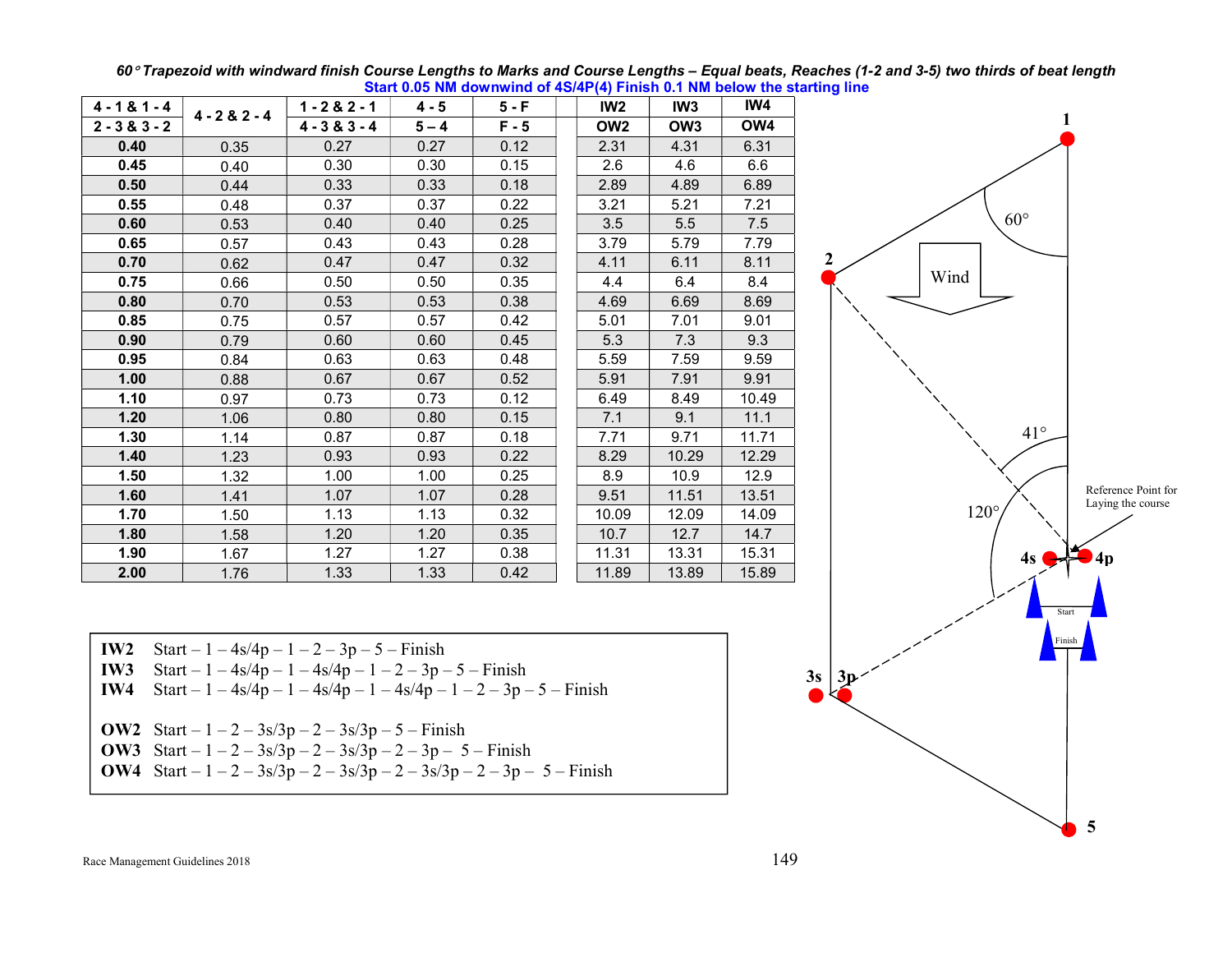*60° Trapezoid with windward finish Course Lengths to Marks and Course Lengths – Equal beats, Reaches (1-2 and 3-5) two thirds of beat length*

**Start 0.05 NM downwind of 4S/4P(4) Finish 0.1 NM below the starting line**

| 4 - 1 & 1 - 4 | 4 - 2 & 2 - 4 | 1 - 2 & 2 - 1 | 4 - 5 | 5 - F | IW2 | IW3 | IW4 |
|---|---|---|---|---|---|---|---|
| 2 - 3 & 3 - 2 | | 4 - 3 & 3 - 4 | 5 – 4 | F - 5 | OW2 | OW3 | OW4 |
| **0.40** | 0.35 | 0.27 | 0.27 | 0.12 | 2.31 | 4.31 | 6.31 |
| **0.45** | 0.40 | 0.30 | 0.30 | 0.15 | 2.6 | 4.6 | 6.6 |
| **0.50** | 0.44 | 0.33 | 0.33 | 0.18 | 2.89 | 4.89 | 6.89 |
| **0.55** | 0.48 | 0.37 | 0.37 | 0.22 | 3.21 | 5.21 | 7.21 |
| **0.60** | 0.53 | 0.40 | 0.40 | 0.25 | 3.5 | 5.5 | 7.5 |
| **0.65** | 0.57 | 0.43 | 0.43 | 0.28 | 3.79 | 5.79 | 7.79 |
| **0.70** | 0.62 | 0.47 | 0.47 | 0.32 | 4.11 | 6.11 | 8.11 |
| **0.75** | 0.66 | 0.50 | 0.50 | 0.35 | 4.4 | 6.4 | 8.4 |
| **0.80** | 0.70 | 0.53 | 0.53 | 0.38 | 4.69 | 6.69 | 8.69 |
| **0.85** | 0.75 | 0.57 | 0.57 | 0.42 | 5.01 | 7.01 | 9.01 |
| **0.90** | 0.79 | 0.60 | 0.60 | 0.45 | 5.3 | 7.3 | 9.3 |
| **0.95** | 0.84 | 0.63 | 0.63 | 0.48 | 5.59 | 7.59 | 9.59 |
| **1.00** | 0.88 | 0.67 | 0.67 | 0.52 | 5.91 | 7.91 | 9.91 |
| **1.10** | 0.97 | 0.73 | 0.73 | 0.12 | 6.49 | 8.49 | 10.49 |
| **1.20** | 1.06 | 0.80 | 0.80 | 0.15 | 7.1 | 9.1 | 11.1 |
| **1.30** | 1.14 | 0.87 | 0.87 | 0.18 | 7.71 | 9.71 | 11.71 |
| **1.40** | 1.23 | 0.93 | 0.93 | 0.22 | 8.29 | 10.29 | 12.29 |
| **1.50** | 1.32 | 1.00 | 1.00 | 0.25 | 8.9 | 10.9 | 12.9 |
| **1.60** | 1.41 | 1.07 | 1.07 | 0.28 | 9.51 | 11.51 | 13.51 |
| **1.70** | 1.50 | 1.13 | 1.13 | 0.32 | 10.09 | 12.09 | 14.09 |
| **1.80** | 1.58 | 1.20 | 1.20 | 0.35 | 10.7 | 12.7 | 14.7 |
| **1.90** | 1.67 | 1.27 | 1.27 | 0.38 | 11.31 | 13.31 | 15.31 |
| **2.00** | 1.76 | 1.33 | 1.33 | 0.42 | 11.89 | 13.89 | 15.89 |

**IW2** Start – 1 – 4s/4p – 1 – 2 – 3p – 5 – Finish
**IW3** Start – 1 – 4s/4p – 1 – 4s/4p – 1 – 2 – 3p – 5 – Finish
**IW4** Start – 1 – 4s/4p – 1 – 4s/4p – 1 – 4s/4p – 1 – 2 – 3p – 5 – Finish

**OW2** Start – 1 – 2 – 3s/3p – 2 – 3s/3p – 5 – Finish
**OW3** Start – 1 – 2 – 3s/3p – 2 – 3s/3p – 2 – 3p – 5 – Finish
**OW4** Start – 1 – 2 – 3s/3p – 2 – 3s/3p – 2 – 3s/3p – 2 – 3p – 5 – Finish

1
60°
2
Wind
41°
120°
Reference Point for Laying the course
4s
4p
Start
Finish
3s
3p
5

Race Management Guidelines 2018